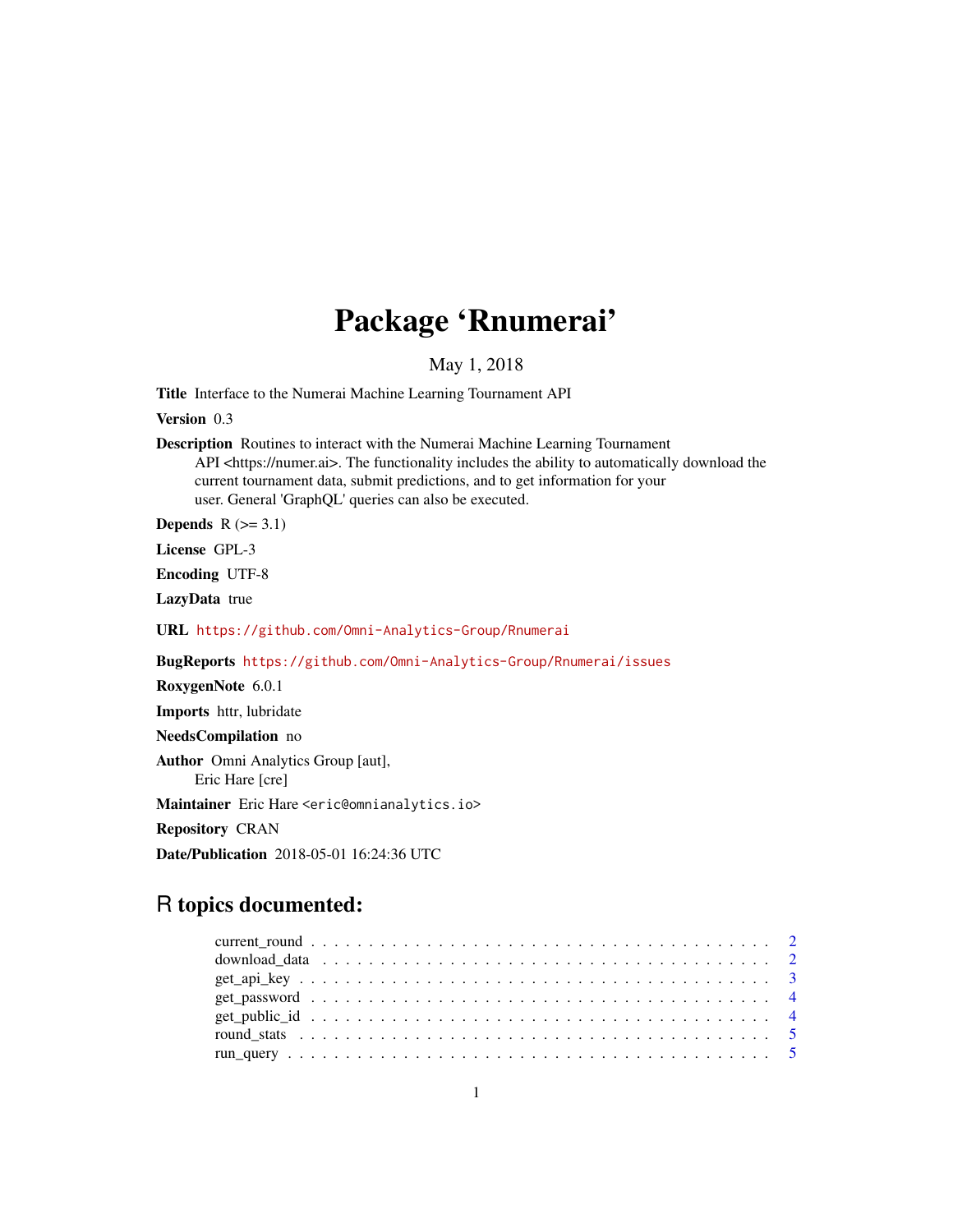# Package 'Rnumerai'

May 1, 2018

**Title** Interface to the Numerai Machine Learning Tournament API

**Version** 0.3

**Description** Routines to interact with the Numerai Machine Learning Tournament API <https://numer.ai>. The functionality includes the ability to automatically download the current tournament data, submit predictions, and to get information for your user. General 'GraphQL' queries can also be executed.

**Depends** R (>= 3.1)

**License** GPL-3

**Encoding** UTF-8

**LazyData** true

**URL** https://github.com/Omni-Analytics-Group/Rnumerai

**BugReports** https://github.com/Omni-Analytics-Group/Rnumerai/issues

**RoxygenNote** 6.0.1

**Imports** httr, lubridate

**NeedsCompilation** no

**Author** Omni Analytics Group [aut],
Eric Hare [cre]

**Maintainer** Eric Hare <eric@omnianalytics.io>

**Repository** CRAN

**Date/Publication** 2018-05-01 16:24:36 UTC

## R topics documented:

- current_round . . . . . . . . . . . . . . . . . . . . . . . . . . . . . . . . . . . . . . . 2
- download_data . . . . . . . . . . . . . . . . . . . . . . . . . . . . . . . . . . . . . . . 2
- get_api_key . . . . . . . . . . . . . . . . . . . . . . . . . . . . . . . . . . . . . . . . 3
- get_password . . . . . . . . . . . . . . . . . . . . . . . . . . . . . . . . . . . . . . . 4
- get_public_id . . . . . . . . . . . . . . . . . . . . . . . . . . . . . . . . . . . . . . . 4
- round_stats . . . . . . . . . . . . . . . . . . . . . . . . . . . . . . . . . . . . . . . . 5
- run_query . . . . . . . . . . . . . . . . . . . . . . . . . . . . . . . . . . . . . . . . . 5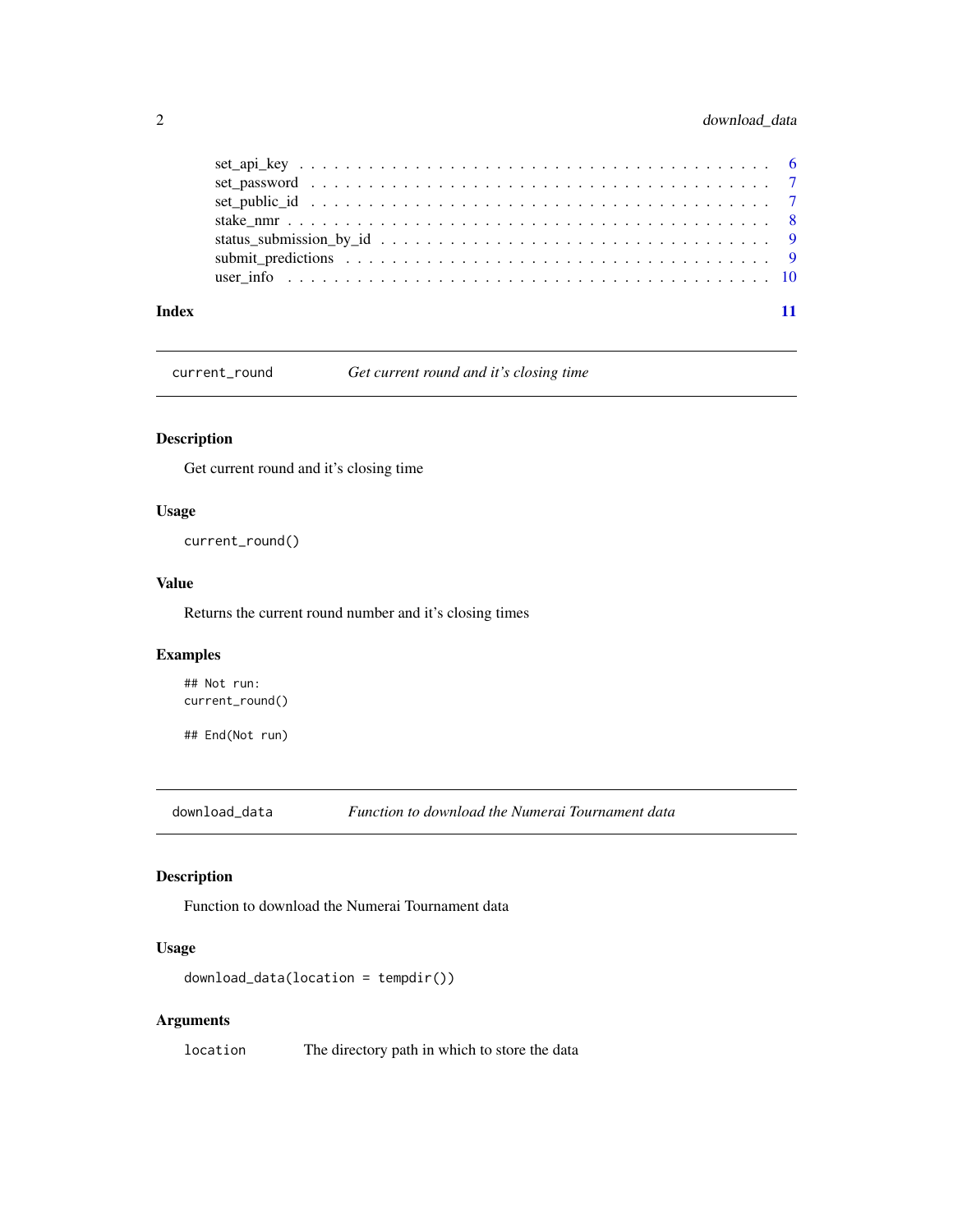set_api_key . . . . . . . . . . . . . . . . . . . . . . . . . . . . . . . . . . . . . . 6
set_password . . . . . . . . . . . . . . . . . . . . . . . . . . . . . . . . . . . . . . 7
set_public_id . . . . . . . . . . . . . . . . . . . . . . . . . . . . . . . . . . . . . . 7
stake_nmr . . . . . . . . . . . . . . . . . . . . . . . . . . . . . . . . . . . . . . . . 8
status_submission_by_id . . . . . . . . . . . . . . . . . . . . . . . . . . . . . . . . 9
submit_predictions . . . . . . . . . . . . . . . . . . . . . . . . . . . . . . . . . . . 9
user_info . . . . . . . . . . . . . . . . . . . . . . . . . . . . . . . . . . . . . . . . 10

**Index** **11**

---

`current_round` *Get current round and it's closing time*

---

### Description

Get current round and it's closing time

### Usage

```
current_round()
```

### Value

Returns the current round number and it's closing times

### Examples

```
## Not run:
current_round()

## End(Not run)
```

---

`download_data` *Function to download the Numerai Tournament data*

---

### Description

Function to download the Numerai Tournament data

### Usage

```
download_data(location = tempdir())
```

### Arguments

`location` The directory path in which to store the data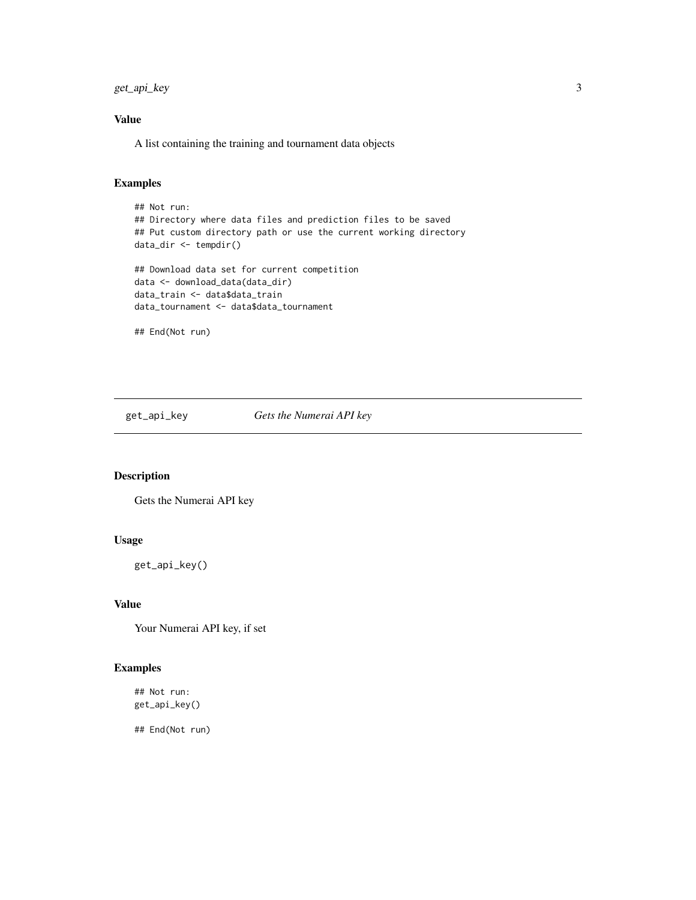## Value

A list containing the training and tournament data objects

## Examples

```
## Not run:
## Directory where data files and prediction files to be saved
## Put custom directory path or use the current working directory
data_dir <- tempdir()

## Download data set for current competition
data <- download_data(data_dir)
data_train <- data$data_train
data_tournament <- data$data_tournament

## End(Not run)
```

---

# get_api_key *Gets the Numerai API key*

---

## Description

Gets the Numerai API key

## Usage

```
get_api_key()
```

## Value

Your Numerai API key, if set

## Examples

```
## Not run:
get_api_key()

## End(Not run)
```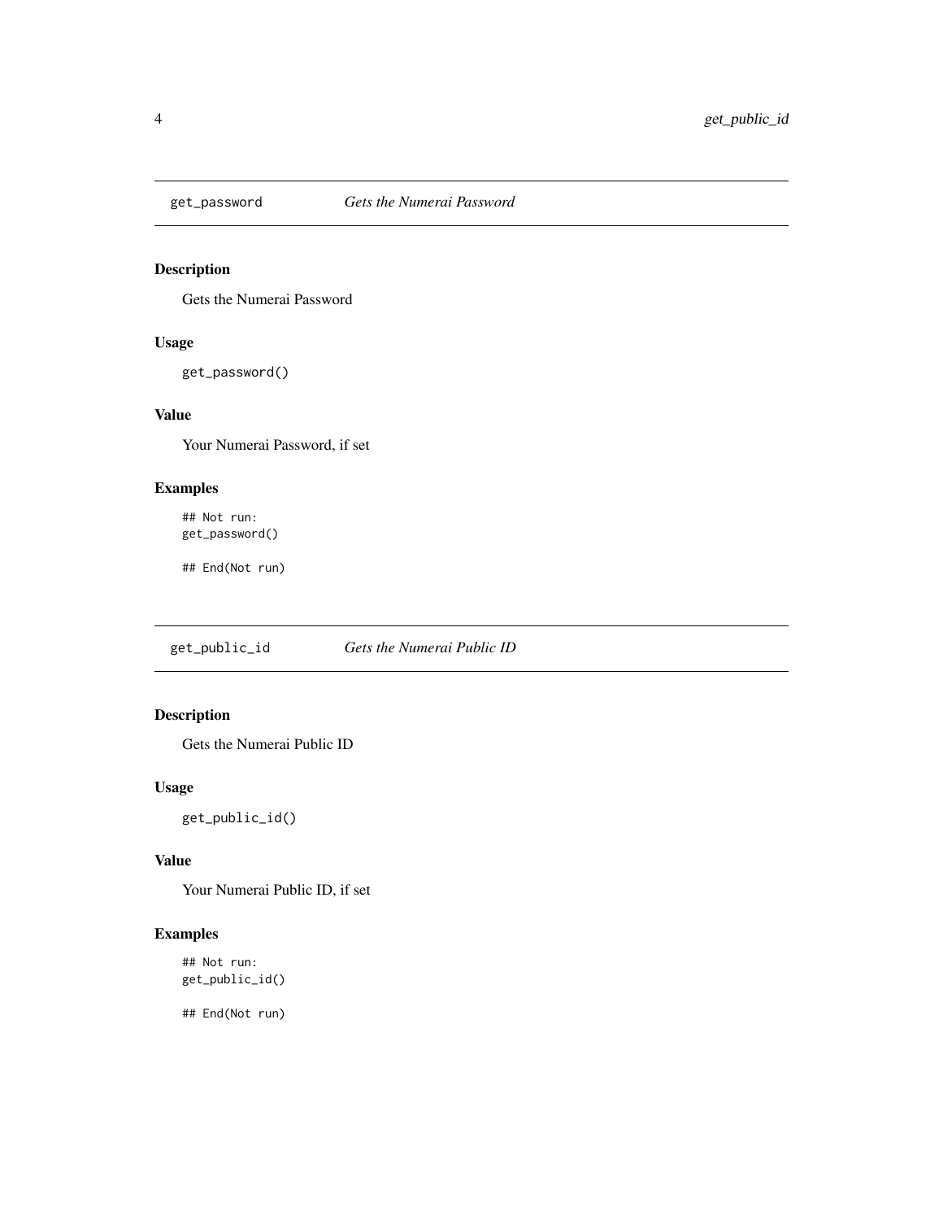## get_password *Gets the Numerai Password*

### Description

Gets the Numerai Password

### Usage

```
get_password()
```

### Value

Your Numerai Password, if set

### Examples

```
## Not run:
get_password()

## End(Not run)
```

## get_public_id *Gets the Numerai Public ID*

### Description

Gets the Numerai Public ID

### Usage

```
get_public_id()
```

### Value

Your Numerai Public ID, if set

### Examples

```
## Not run:
get_public_id()

## End(Not run)
```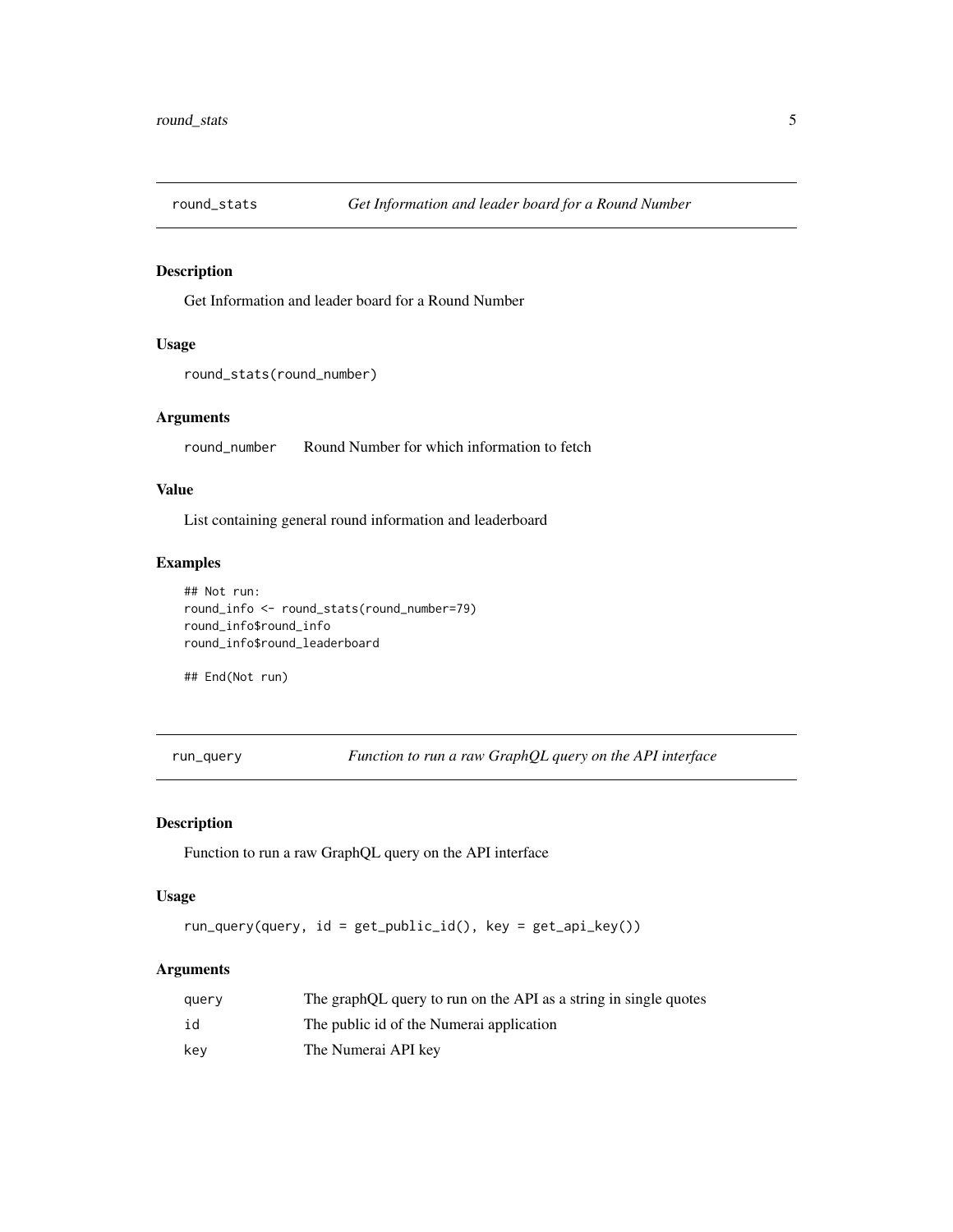## round_stats — *Get Information and leader board for a Round Number*

### Description

Get Information and leader board for a Round Number

### Usage

```
round_stats(round_number)
```

### Arguments

| | |
|---|---|
| round_number | Round Number for which information to fetch |

### Value

List containing general round information and leaderboard

### Examples

```
## Not run:
round_info <- round_stats(round_number=79)
round_info$round_info
round_info$round_leaderboard

## End(Not run)
```

## run_query — *Function to run a raw GraphQL query on the API interface*

### Description

Function to run a raw GraphQL query on the API interface

### Usage

```
run_query(query, id = get_public_id(), key = get_api_key())
```

### Arguments

| | |
|---|---|
| query | The graphQL query to run on the API as a string in single quotes |
| id | The public id of the Numerai application |
| key | The Numerai API key |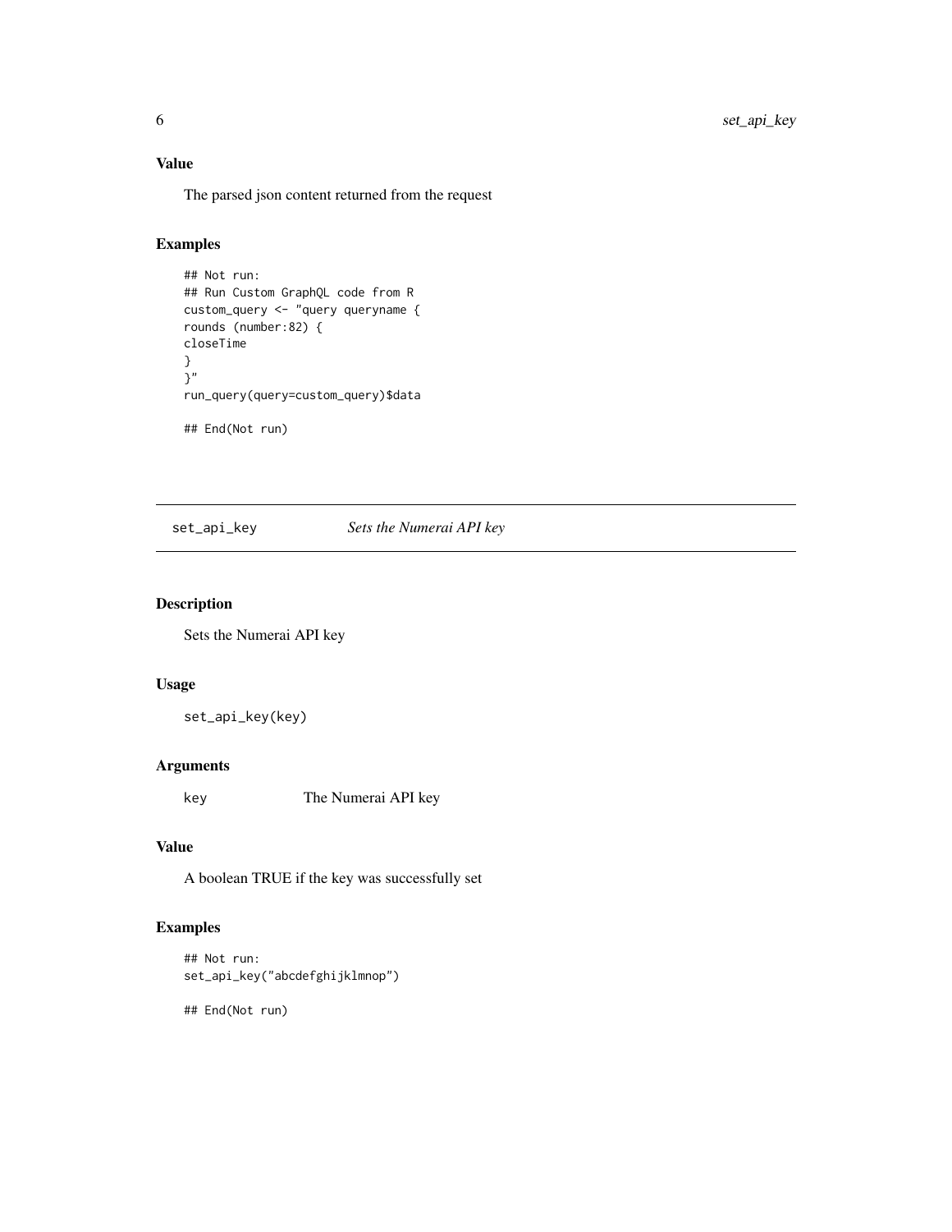### Value

The parsed json content returned from the request

### Examples

```
## Not run:
## Run Custom GraphQL code from R
custom_query <- "query queryname {
rounds (number:82) {
closeTime
}
}"
run_query(query=custom_query)$data

## End(Not run)
```

---

## set_api_key    *Sets the Numerai API key*

---

### Description

Sets the Numerai API key

### Usage

```
set_api_key(key)
```

### Arguments

| | |
|---|---|
| key | The Numerai API key |

### Value

A boolean TRUE if the key was successfully set

### Examples

```
## Not run:
set_api_key("abcdefghijklmnop")

## End(Not run)
```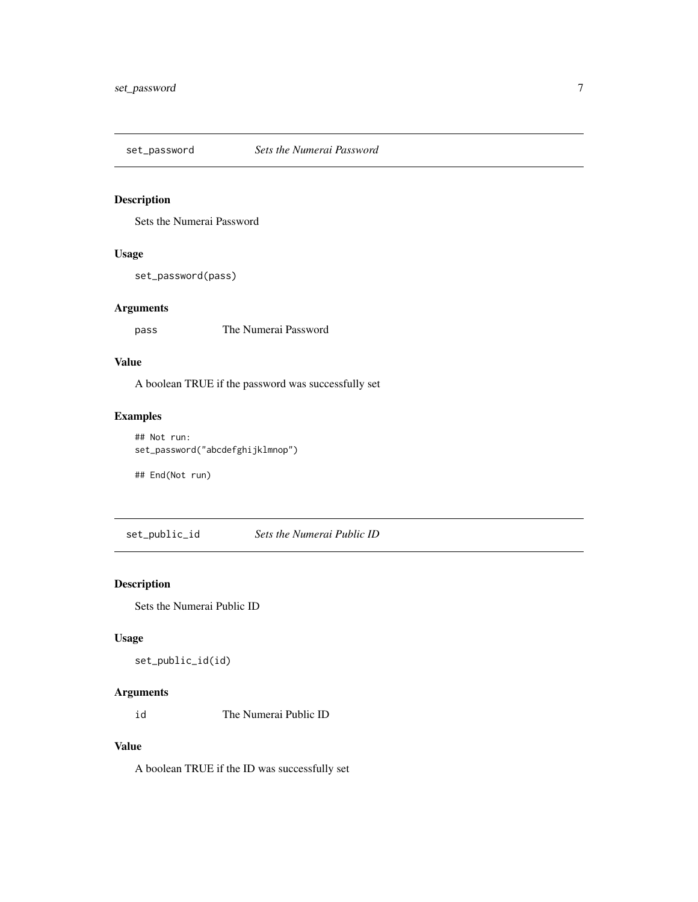## set_password *Sets the Numerai Password*

### Description

Sets the Numerai Password

### Usage

```
set_password(pass)
```

### Arguments

| | |
|---|---|
| pass | The Numerai Password |

### Value

A boolean TRUE if the password was successfully set

### Examples

```
## Not run:
set_password("abcdefghijklmnop")

## End(Not run)
```

## set_public_id *Sets the Numerai Public ID*

### Description

Sets the Numerai Public ID

### Usage

```
set_public_id(id)
```

### Arguments

| | |
|---|---|
| id | The Numerai Public ID |

### Value

A boolean TRUE if the ID was successfully set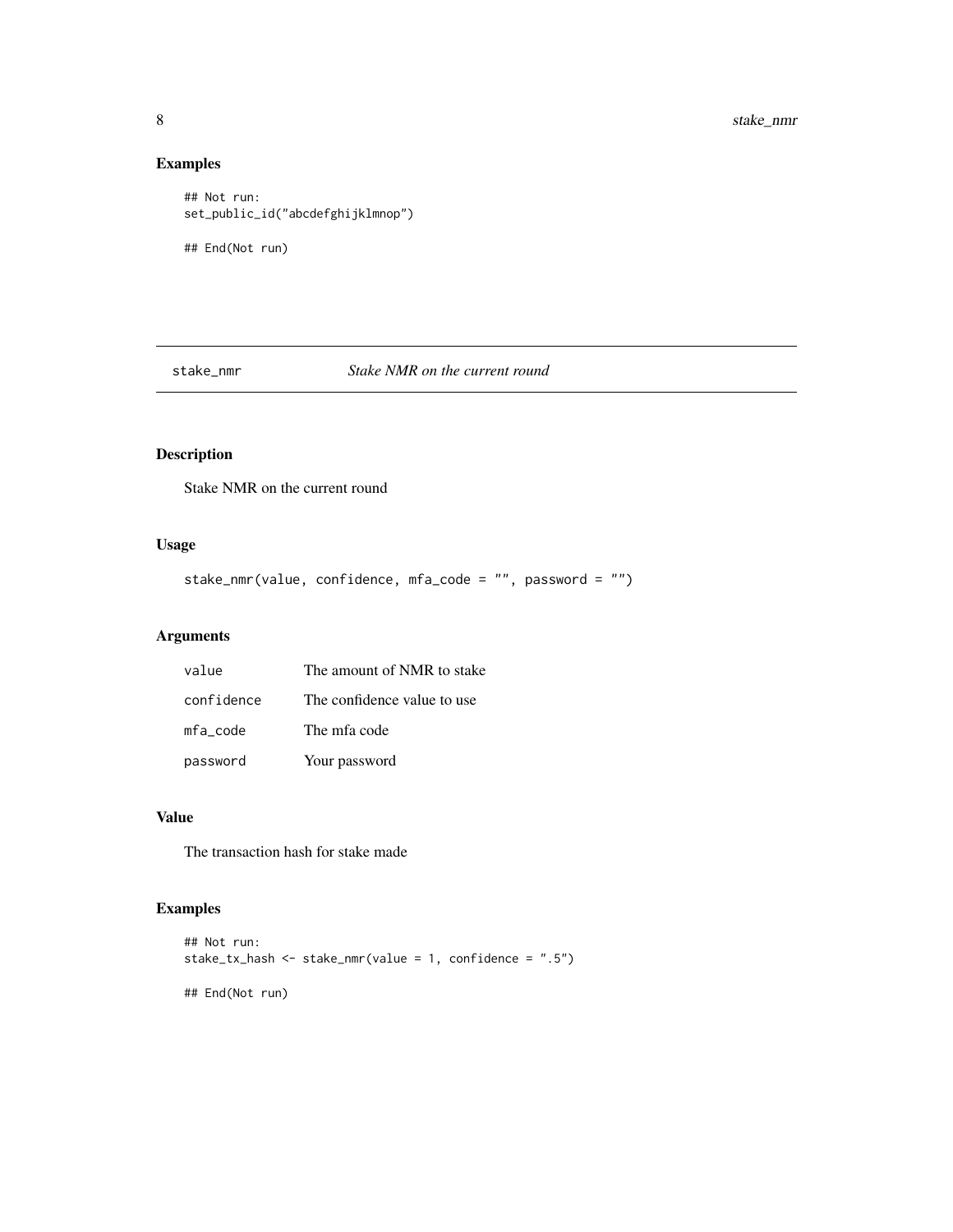## Examples

```
## Not run:
set_public_id("abcdefghijklmnop")

## End(Not run)
```

---

# stake_nmr — *Stake NMR on the current round*

## Description

Stake NMR on the current round

## Usage

```
stake_nmr(value, confidence, mfa_code = "", password = "")
```

## Arguments

| | |
|---|---|
| value | The amount of NMR to stake |
| confidence | The confidence value to use |
| mfa_code | The mfa code |
| password | Your password |

## Value

The transaction hash for stake made

## Examples

```
## Not run:
stake_tx_hash <- stake_nmr(value = 1, confidence = ".5")

## End(Not run)
```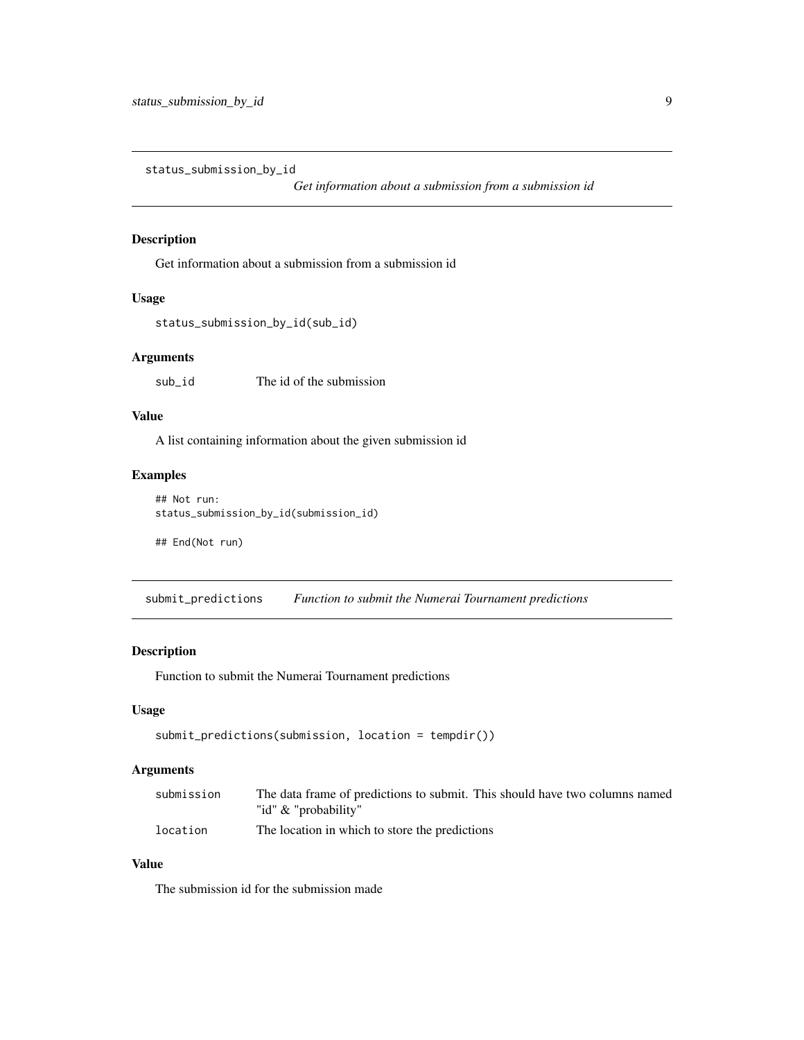## status_submission_by_id

*Get information about a submission from a submission id*

### Description

Get information about a submission from a submission id

### Usage

```
status_submission_by_id(sub_id)
```

### Arguments

| | |
|---|---|
| sub_id | The id of the submission |

### Value

A list containing information about the given submission id

### Examples

```
## Not run:
status_submission_by_id(submission_id)

## End(Not run)
```

## submit_predictions

*Function to submit the Numerai Tournament predictions*

### Description

Function to submit the Numerai Tournament predictions

### Usage

```
submit_predictions(submission, location = tempdir())
```

### Arguments

| | |
|---|---|
| submission | The data frame of predictions to submit. This should have two columns named "id" & "probability" |
| location | The location in which to store the predictions |

### Value

The submission id for the submission made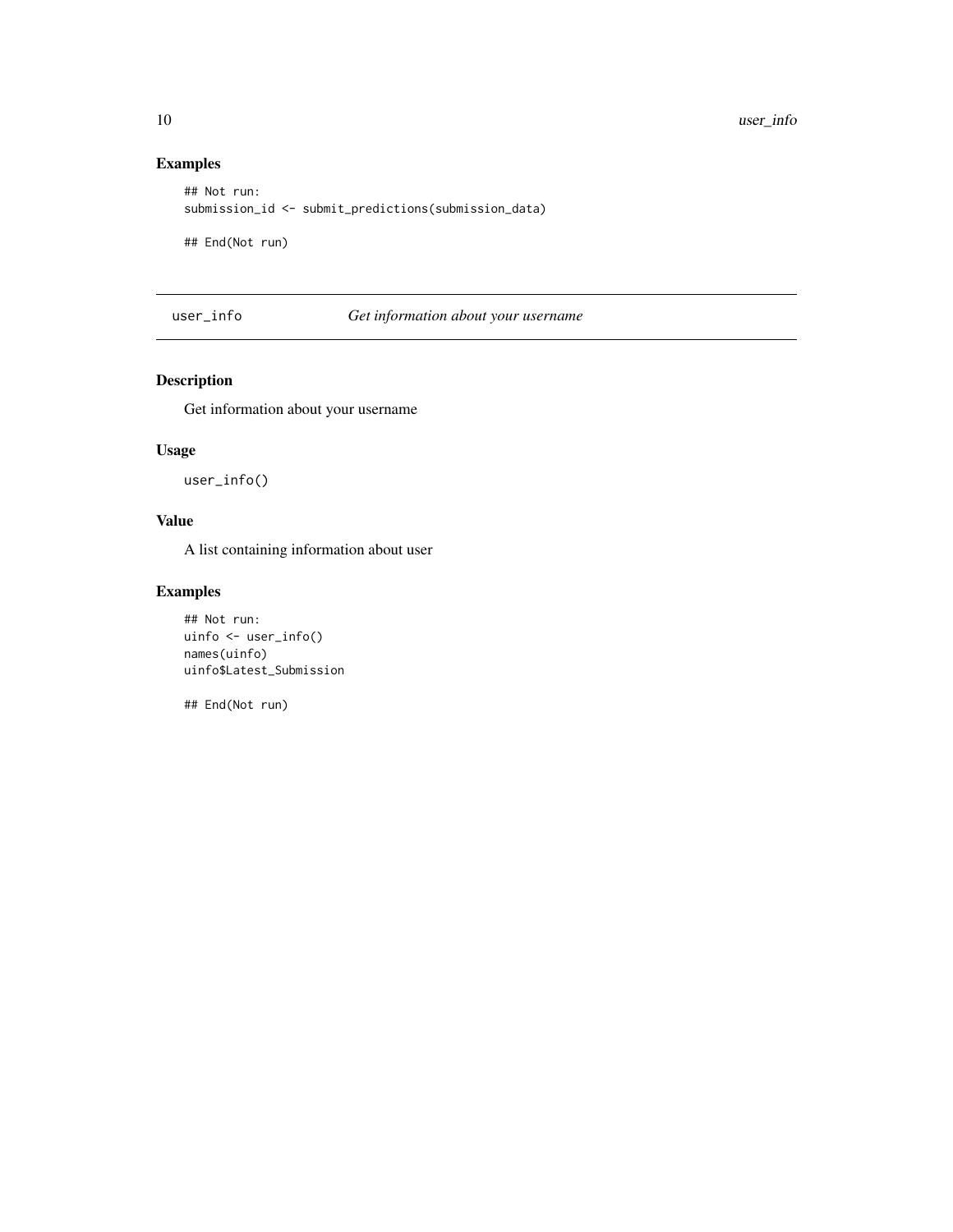## Examples

```
## Not run:
submission_id <- submit_predictions(submission_data)

## End(Not run)
```

## user_info — *Get information about your username*

### Description

Get information about your username

### Usage

```
user_info()
```

### Value

A list containing information about user

### Examples

```
## Not run:
uinfo <- user_info()
names(uinfo)
uinfo$Latest_Submission

## End(Not run)
```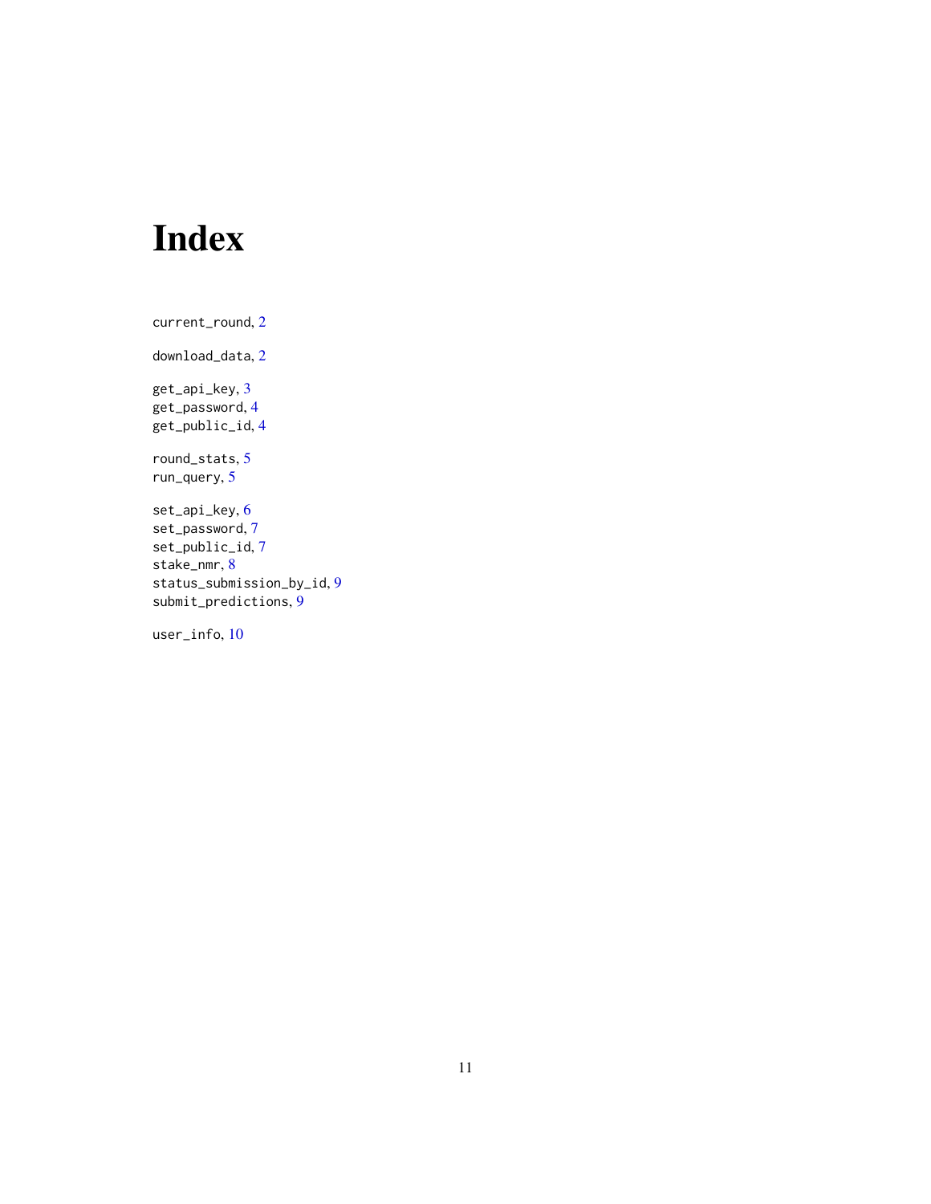# Index

current_round, 2

download_data, 2

get_api_key, 3
get_password, 4
get_public_id, 4

round_stats, 5
run_query, 5

set_api_key, 6
set_password, 7
set_public_id, 7
stake_nmr, 8
status_submission_by_id, 9
submit_predictions, 9

user_info, 10